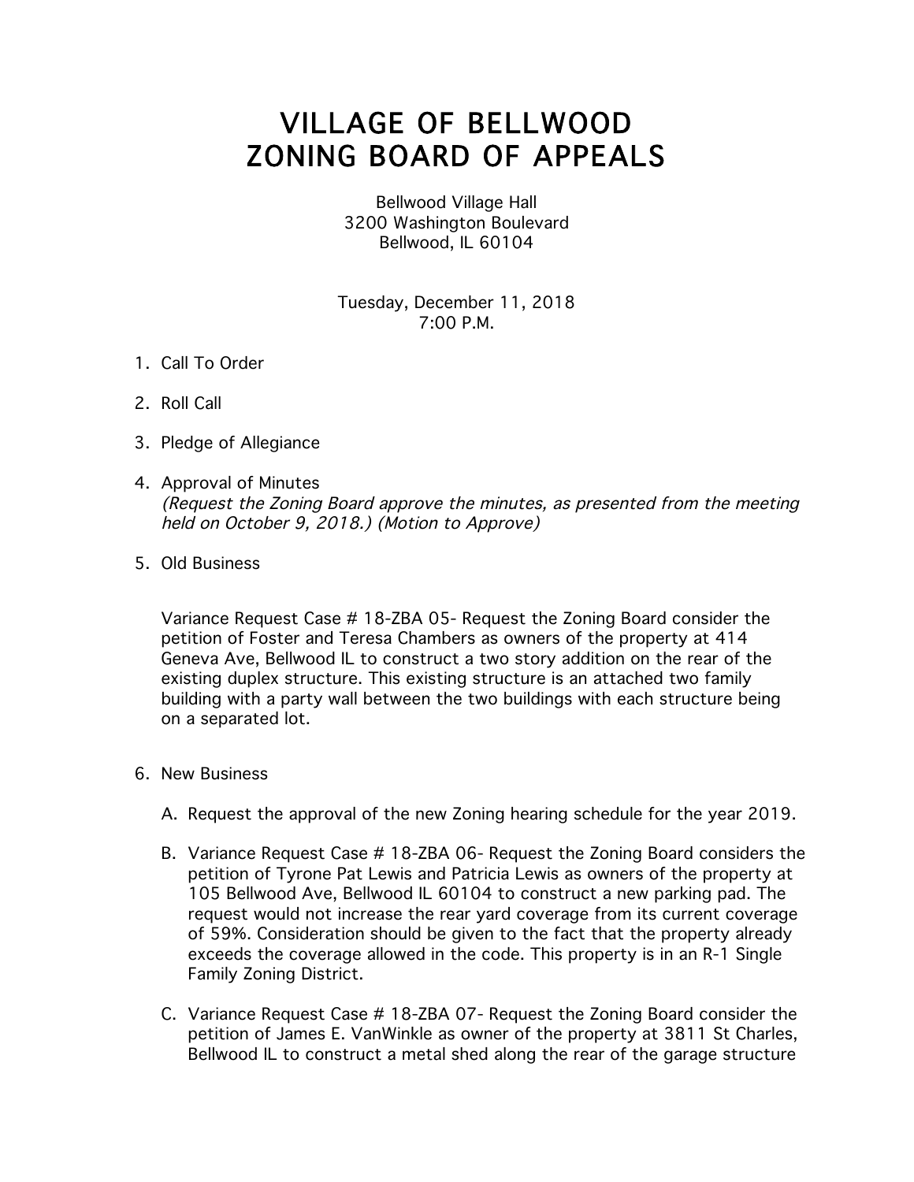# VILLAGE OF BELLWOOD
# ZONING BOARD OF APPEALS

Bellwood Village Hall
3200 Washington Boulevard
Bellwood, IL 60104

Tuesday, December 11, 2018
7:00 P.M.

1. Call To Order

2. Roll Call

3. Pledge of Allegiance

4. Approval of Minutes
   *(Request the Zoning Board approve the minutes, as presented from the meeting held on October 9, 2018.) (Motion to Approve)*

5. Old Business

   Variance Request Case # 18-ZBA 05- Request the Zoning Board consider the petition of Foster and Teresa Chambers as owners of the property at 414 Geneva Ave, Bellwood IL to construct a two story addition on the rear of the existing duplex structure. This existing structure is an attached two family building with a party wall between the two buildings with each structure being on a separated lot.

6. New Business

   A. Request the approval of the new Zoning hearing schedule for the year 2019.

   B. Variance Request Case # 18-ZBA 06- Request the Zoning Board considers the petition of Tyrone Pat Lewis and Patricia Lewis as owners of the property at 105 Bellwood Ave, Bellwood IL 60104 to construct a new parking pad. The request would not increase the rear yard coverage from its current coverage of 59%. Consideration should be given to the fact that the property already exceeds the coverage allowed in the code. This property is in an R-1 Single Family Zoning District.

   C. Variance Request Case # 18-ZBA 07- Request the Zoning Board consider the petition of James E. VanWinkle as owner of the property at 3811 St Charles, Bellwood IL to construct a metal shed along the rear of the garage structure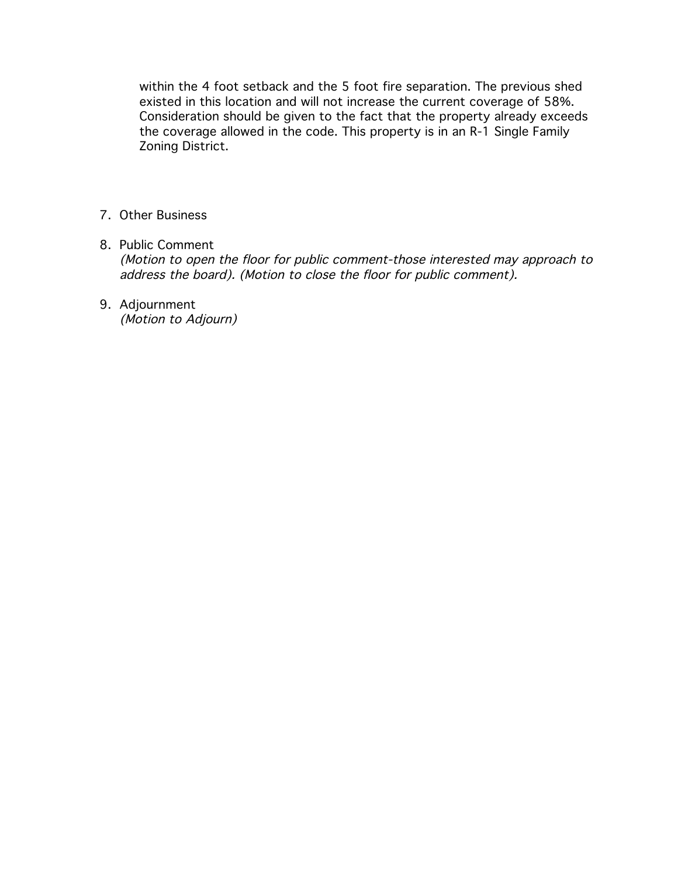within the 4 foot setback and the 5 foot fire separation. The previous shed existed in this location and will not increase the current coverage of 58%. Consideration should be given to the fact that the property already exceeds the coverage allowed in the code. This property is in an R-1 Single Family Zoning District.

7. Other Business

8. Public Comment
   *(Motion to open the floor for public comment-those interested may approach to address the board). (Motion to close the floor for public comment).*

9. Adjournment
   *(Motion to Adjourn)*